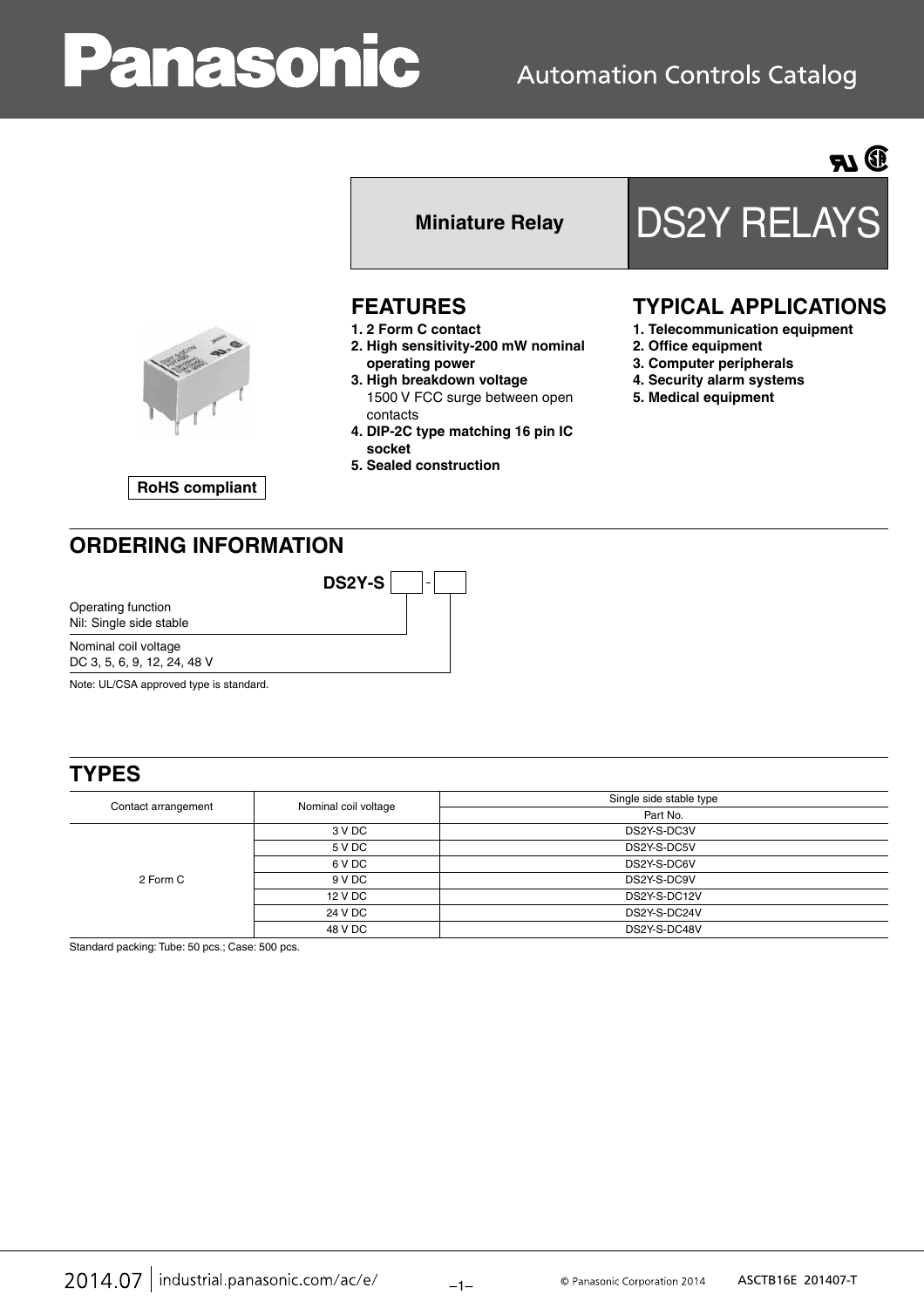# Panasonic

Automation Controls Catalog

Miniature Relay

# DS2Y RELAYS

RoHS compliant

## FEATURES

1. **2 Form C contact**
2. **High sensitivity-200 mW nominal operating power**
3. **High breakdown voltage**
   1500 V FCC surge between open contacts
4. **DIP-2C type matching 16 pin IC socket**
5. **Sealed construction**

## TYPICAL APPLICATIONS

1. **Telecommunication equipment**
2. **Office equipment**
3. **Computer peripherals**
4. **Security alarm systems**
5. **Medical equipment**

## ORDERING INFORMATION

**DS2Y-S** [ ] - [ ]

Operating function
Nil: Single side stable

Nominal coil voltage
DC 3, 5, 6, 9, 12, 24, 48 V

Note: UL/CSA approved type is standard.

## TYPES

| Contact arrangement | Nominal coil voltage | Single side stable type |
|---|---|---|
| | | Part No. |
| 2 Form C | 3 V DC | DS2Y-S-DC3V |
| | 5 V DC | DS2Y-S-DC5V |
| | 6 V DC | DS2Y-S-DC6V |
| | 9 V DC | DS2Y-S-DC9V |
| | 12 V DC | DS2Y-S-DC12V |
| | 24 V DC | DS2Y-S-DC24V |
| | 48 V DC | DS2Y-S-DC48V |

Standard packing: Tube: 50 pcs.; Case: 500 pcs.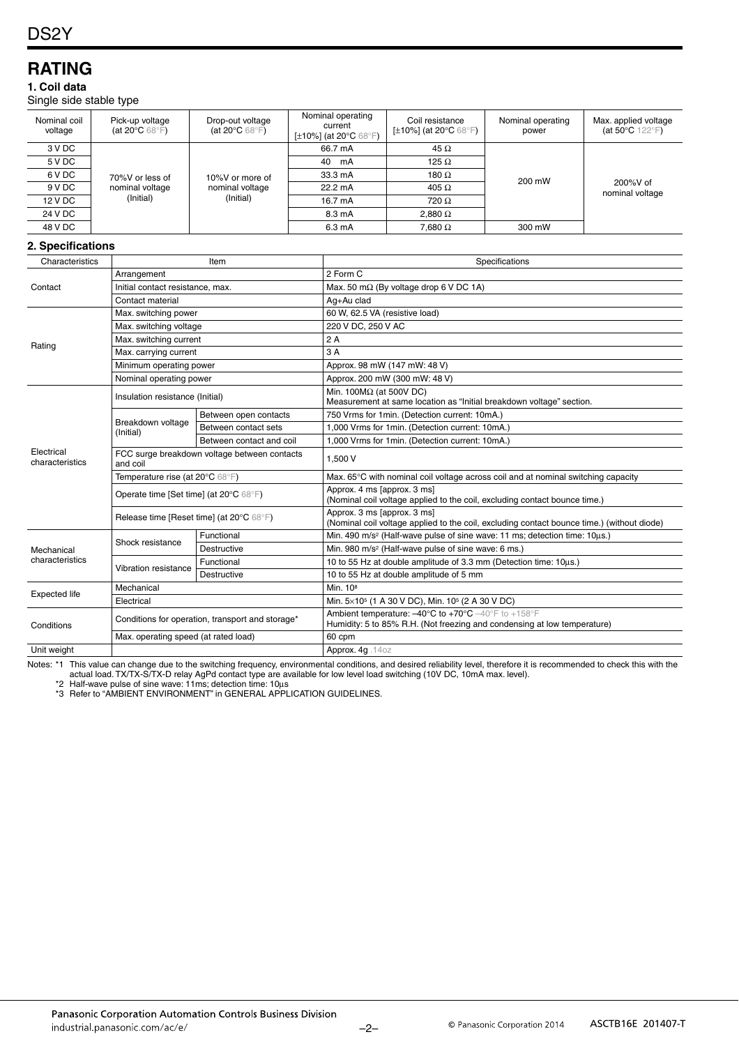# RATING

### 1. Coil data

Single side stable type

| Nominal coil voltage | Pick-up voltage (at 20°C 68°F) | Drop-out voltage (at 20°C 68°F) | Nominal operating current [±10%] (at 20°C 68°F) | Coil resistance [±10%] (at 20°C 68°F) | Nominal operating power | Max. applied voltage (at 50°C 122°F) |
|---|---|---|---|---|---|---|
| 3 V DC | 70%V or less of nominal voltage (Initial) | 10%V or more of nominal voltage (Initial) | 66.7 mA | 45 Ω | 200 mW | 200%V of nominal voltage |
| 5 V DC | | | 40 mA | 125 Ω | | |
| 6 V DC | | | 33.3 mA | 180 Ω | | |
| 9 V DC | | | 22.2 mA | 405 Ω | | |
| 12 V DC | | | 16.7 mA | 720 Ω | | |
| 24 V DC | | | 8.3 mA | 2,880 Ω | | |
| 48 V DC | | | 6.3 mA | 7,680 Ω | 300 mW | |

### 2. Specifications

| Characteristics | Item | | Specifications |
|---|---|---|---|
| Contact | Arrangement | | 2 Form C |
| | Initial contact resistance, max. | | Max. 50 mΩ (By voltage drop 6 V DC 1A) |
| | Contact material | | Ag+Au clad |
| Rating | Max. switching power | | 60 W, 62.5 VA (resistive load) |
| | Max. switching voltage | | 220 V DC, 250 V AC |
| | Max. switching current | | 2 A |
| | Max. carrying current | | 3 A |
| | Minimum operating power | | Approx. 98 mW (147 mW: 48 V) |
| | Nominal operating power | | Approx. 200 mW (300 mW: 48 V) |
| Electrical characteristics | Insulation resistance (Initial) | | Min. 100MΩ (at 500V DC) Measurement at same location as "Initial breakdown voltage" section. |
| | Breakdown voltage (Initial) | Between open contacts | 750 Vrms for 1min. (Detection current: 10mA.) |
| | | Between contact sets | 1,000 Vrms for 1min. (Detection current: 10mA.) |
| | | Between contact and coil | 1,000 Vrms for 1min. (Detection current: 10mA.) |
| | FCC surge breakdown voltage between contacts and coil | | 1,500 V |
| | Temperature rise (at 20°C 68°F) | | Max. 65°C with nominal coil voltage across coil and at nominal switching capacity |
| | Operate time [Set time] (at 20°C 68°F) | | Approx. 4 ms [approx. 3 ms] (Nominal coil voltage applied to the coil, excluding contact bounce time.) |
| | Release time [Reset time] (at 20°C 68°F) | | Approx. 3 ms [approx. 3 ms] (Nominal coil voltage applied to the coil, excluding contact bounce time.) (without diode) |
| Mechanical characteristics | Shock resistance | Functional | Min. 490 m/s² (Half-wave pulse of sine wave: 11 ms; detection time: 10µs.) |
| | | Destructive | Min. 980 m/s² (Half-wave pulse of sine wave: 6 ms.) |
| | Vibration resistance | Functional | 10 to 55 Hz at double amplitude of 3.3 mm (Detection time: 10µs.) |
| | | Destructive | 10 to 55 Hz at double amplitude of 5 mm |
| Expected life | Mechanical | | Min. $10^8$ |
| | Electrical | | Min. $5\times10^5$ (1 A 30 V DC), Min. $10^5$ (2 A 30 V DC) |
| Conditions | Conditions for operation, transport and storage* | | Ambient temperature: –40°C to +70°C –40°F to +158°F Humidity: 5 to 85% R.H. (Not freezing and condensing at low temperature) |
| | Max. operating speed (at rated load) | | 60 cpm |
| Unit weight | | | Approx. 4g .14oz |

Notes: *1 This value can change due to the switching frequency, environmental conditions, and desired reliability level, therefore it is recommended to check this with the actual load. TX/TX-S/TX-D relay AgPd contact type are available for low level load switching (10V DC, 10mA max. level).

*2 Half-wave pulse of sine wave: 11ms; detection time: 10µs

*3 Refer to "AMBIENT ENVIRONMENT" in GENERAL APPLICATION GUIDELINES.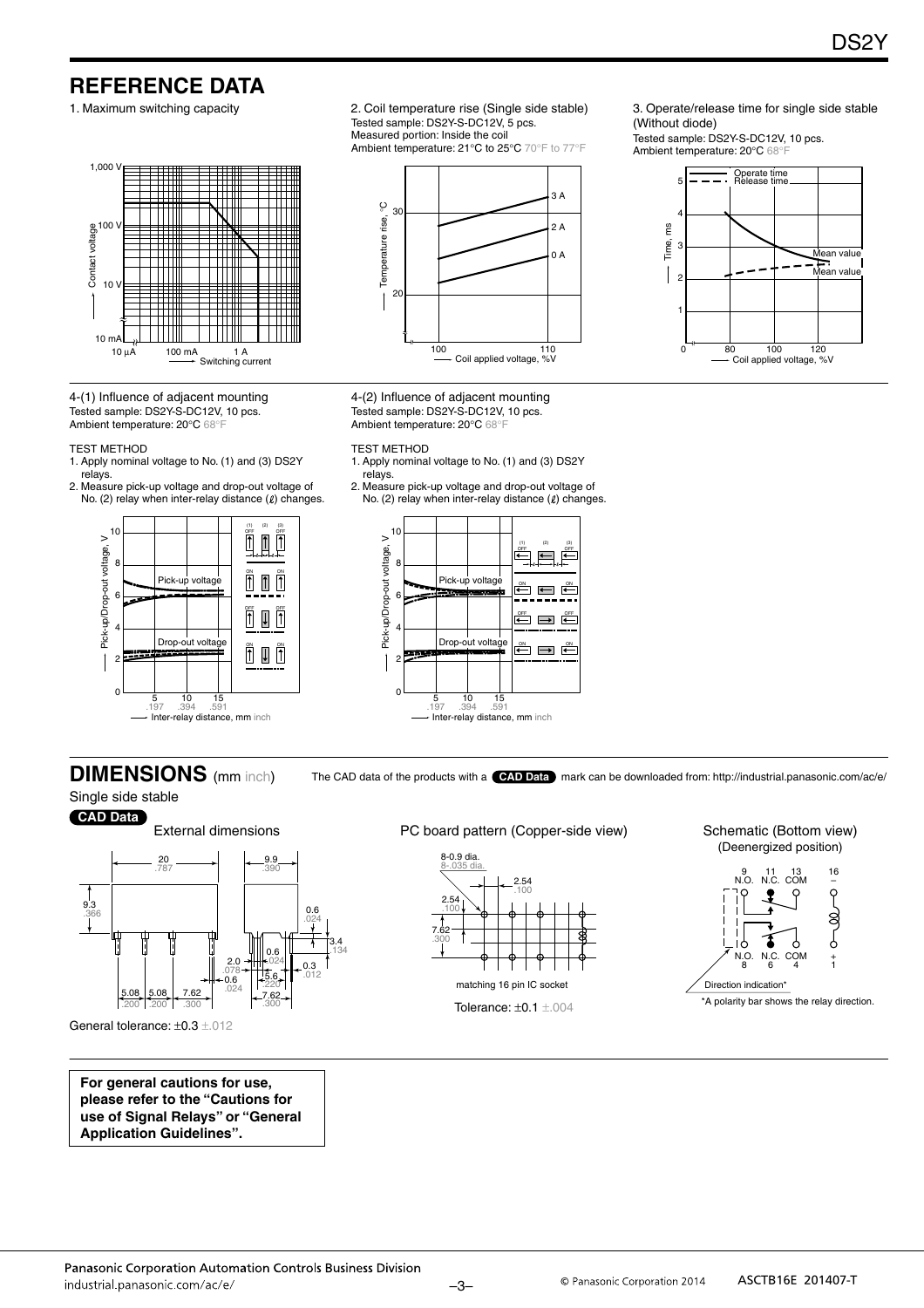# REFERENCE DATA

1. Maximum switching capacity

1,000 V
100 V
10 V
10 mA
Contact voltage
10 μA
100 mA
1 A
Switching current

2. Coil temperature rise (Single side stable)
Tested sample: DS2Y-S-DC12V, 5 pcs.
Measured portion: Inside the coil
Ambient temperature: 21°C to 25°C 70°F to 77°F

Temperature rise, °C
30
20
3 A
2 A
0 A
100
110
Coil applied voltage, %V

3. Operate/release time for single side stable (Without diode)
Tested sample: DS2Y-S-DC12V, 10 pcs.
Ambient temperature: 20°C 68°F

Operate time
Release time
Time, ms
5
4
3
2
1
0
Mean value
Mean value
80
100
120
Coil applied voltage, %V

4-(1) Influence of adjacent mounting
Tested sample: DS2Y-S-DC12V, 10 pcs.
Ambient temperature: 20°C 68°F

TEST METHOD
1. Apply nominal voltage to No. (1) and (3) DS2Y relays.
2. Measure pick-up voltage and drop-out voltage of No. (2) relay when inter-relay distance (ℓ) changes.

Pick-up/Drop-out voltage, V
10
8
6
4
2
0
Pick-up voltage
Drop-out voltage
(1) (2) (3)
OFF OFF
ON ON
OFF OFF
ON ON
5 .197
10 .394
15 .591
Inter-relay distance, mm inch

4-(2) Influence of adjacent mounting
Tested sample: DS2Y-S-DC12V, 10 pcs.
Ambient temperature: 20°C 68°F

TEST METHOD
1. Apply nominal voltage to No. (1) and (3) DS2Y relays.
2. Measure pick-up voltage and drop-out voltage of No. (2) relay when inter-relay distance (ℓ) changes.

Pick-up/Drop-out voltage, V
10
8
6
4
2
0
Pick-up voltage
Drop-out voltage
(1) (2) (3)
OFF OFF
ON ON
OFF OFF
ON ON
5 .197
10 .394
15 .591
Inter-relay distance, mm inch

# DIMENSIONS (mm inch)

The CAD data of the products with a **CAD Data** mark can be downloaded from: http://industrial.panasonic.com/ac/e/

Single side stable

**CAD Data**

External dimensions

20 .787
9.9 .390
9.3 .366
0.6 .024
3.4 .134
0.6 .024
2.0 .078
0.3 .012
0.6 .024
5.6 .220
5.08 .200
5.08 .200
7.62 .300
7.62 .300

General tolerance: ±0.3 ±.012

PC board pattern (Copper-side view)

8-0.9 dia.
8-.035 dia.
2.54 .100
2.54 .100
7.62 .300

matching 16 pin IC socket

Tolerance: ±0.1 ±.004

Schematic (Bottom view)
(Deenergized position)

9 N.O.
11 N.C.
13 COM
16 −
N.O. 8
N.C. 6
COM 4
+ 1

Direction indication*

*A polarity bar shows the relay direction.

**For general cautions for use, please refer to the "Cautions for use of Signal Relays" or "General Application Guidelines".**